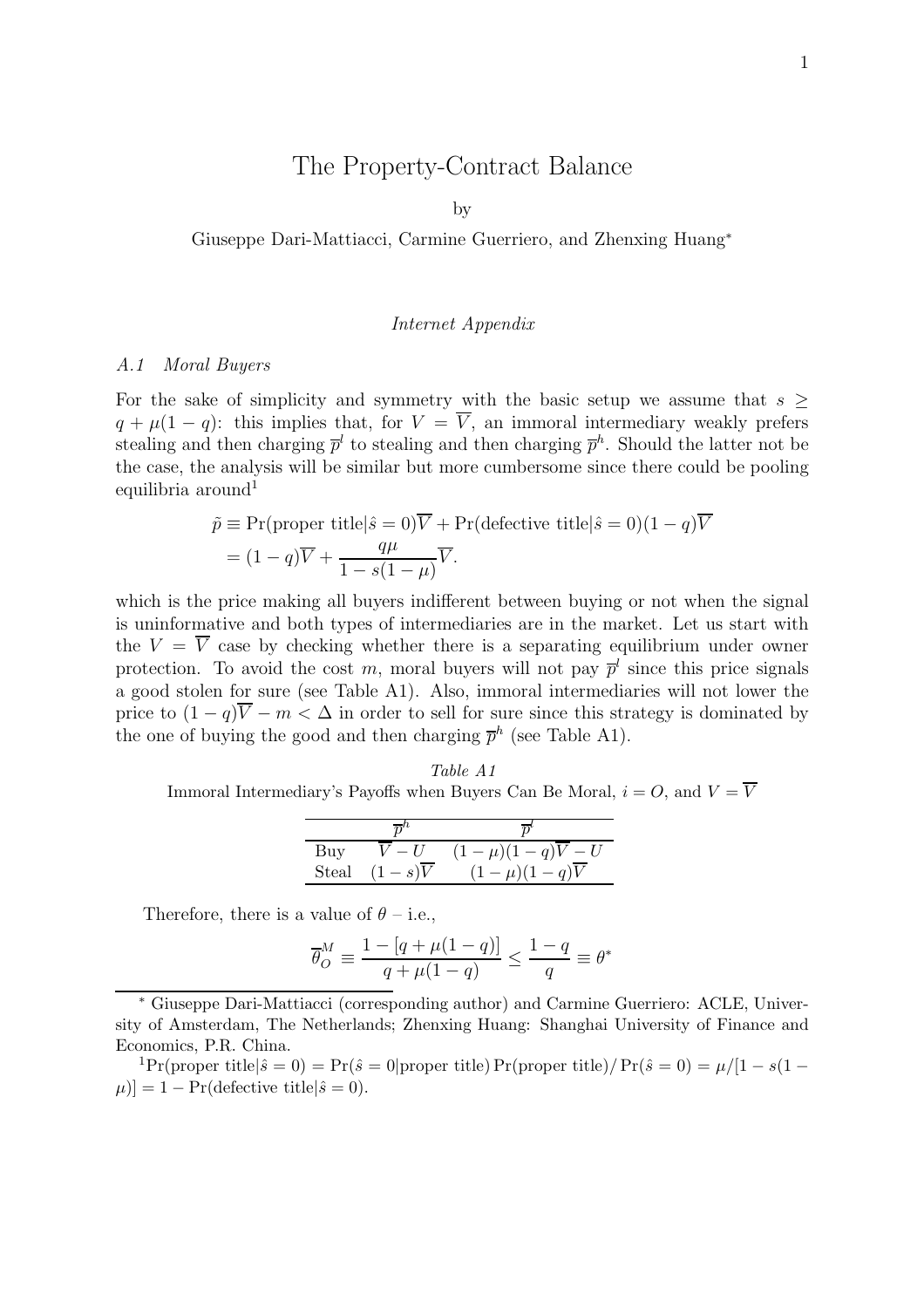# The Property-Contract Balance

by

Giuseppe Dari-Mattiacci, Carmine Guerriero, and Zhenxing Huang*

*Internet Appendix*

## *A.1 Moral Buyers*

For the sake of simplicity and symmetry with the basic setup we assume that $s \geq q + \mu(1-q)$: this implies that, for $V = \overline{V}$, an immoral intermediary weakly prefers stealing and then charging $\overline{p}^l$ to stealing and then charging $\overline{p}^h$. Should the latter not be the case, the analysis will be similar but more cumbersome since there could be pooling equilibria around[1]

$$
\begin{aligned}
\tilde{p} &\equiv \Pr(\text{proper title}|\hat{s}=0)\overline{V} + \Pr(\text{defective title}|\hat{s}=0)(1-q)\overline{V} \\
&= (1-q)\overline{V} + \frac{q\mu}{1-s(1-\mu)}\overline{V}.
\end{aligned}
$$

which is the price making all buyers indifferent between buying or not when the signal is uninformative and both types of intermediaries are in the market. Let us start with the $V = \overline{V}$ case by checking whether there is a separating equilibrium under owner protection. To avoid the cost $m$, moral buyers will not pay $\overline{p}^l$ since this price signals a good stolen for sure (see Table A1). Also, immoral intermediaries will not lower the price to $(1-q)\overline{V} - m < \Delta$ in order to sell for sure since this strategy is dominated by the one of buying the good and then charging $\overline{p}^h$ (see Table A1).

*Table A1*

Immoral Intermediary's Payoffs when Buyers Can Be Moral, $i = O$, and $V = \overline{V}$

| | $\overline{p}^h$ | $\overline{p}^l$ |
|---|---|---|
| Buy | $\overline{V} - U$ | $(1-\mu)(1-q)\overline{V} - U$ |
| Steal | $(1-s)\overline{V}$ | $(1-\mu)(1-q)\overline{V}$ |

Therefore, there is a value of $\theta$ – i.e.,

$$
\overline{\theta}_O^M \equiv \frac{1-[q+\mu(1-q)]}{q+\mu(1-q)} \leq \frac{1-q}{q} \equiv \theta^*
$$

* Giuseppe Dari-Mattiacci (corresponding author) and Carmine Guerriero: ACLE, University of Amsterdam, The Netherlands; Zhenxing Huang: Shanghai University of Finance and Economics, P.R. China.

[1] $\Pr(\text{proper title}|\hat{s}=0) = \Pr(\hat{s}=0|\text{proper title})\Pr(\text{proper title})/\Pr(\hat{s}=0) = \mu/[1-s(1-\mu)] = 1 - \Pr(\text{defective title}|\hat{s}=0)$.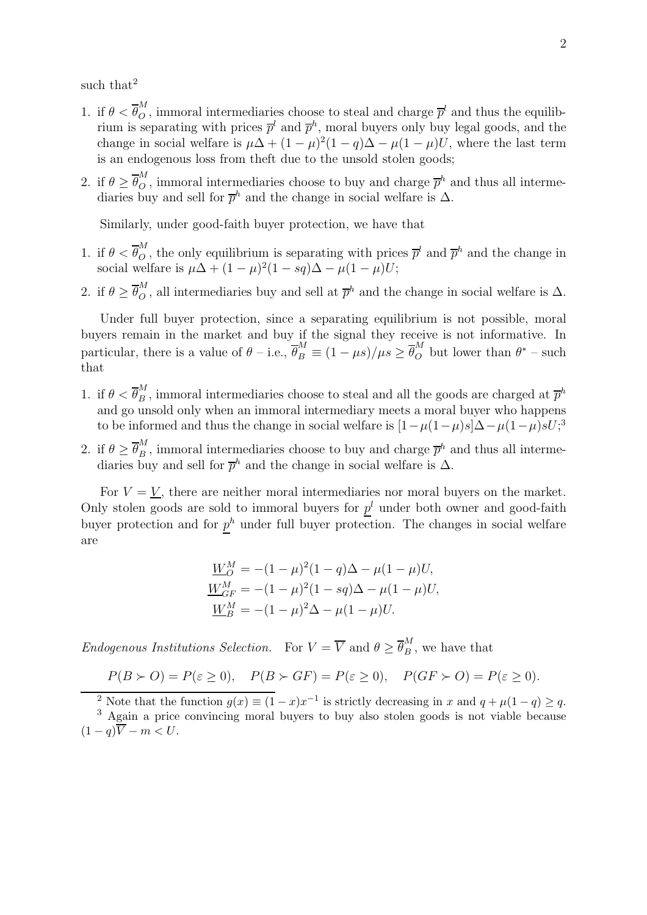such that[2]

1. if $\theta < \overline{\theta}_O^M$, immoral intermediaries choose to steal and charge $\overline{p}^l$ and thus the equilibrium is separating with prices $\overline{p}^l$ and $\overline{p}^h$, moral buyers only buy legal goods, and the change in social welfare is $\mu\Delta + (1-\mu)^2(1-q)\Delta - \mu(1-\mu)U$, where the last term is an endogenous loss from theft due to the unsold stolen goods;
2. if $\theta \geq \overline{\theta}_O^M$, immoral intermediaries choose to buy and charge $\overline{p}^h$ and thus all intermediaries buy and sell for $\overline{p}^h$ and the change in social welfare is $\Delta$.

Similarly, under good-faith buyer protection, we have that

1. if $\theta < \overline{\theta}_O^M$, the only equilibrium is separating with prices $\overline{p}^l$ and $\overline{p}^h$ and the change in social welfare is $\mu\Delta + (1-\mu)^2(1-sq)\Delta - \mu(1-\mu)U$;
2. if $\theta \geq \overline{\theta}_O^M$, all intermediaries buy and sell at $\overline{p}^h$ and the change in social welfare is $\Delta$.

Under full buyer protection, since a separating equilibrium is not possible, moral buyers remain in the market and buy if the signal they receive is not informative. In particular, there is a value of $\theta$ – i.e., $\overline{\theta}_B^M \equiv (1-\mu s)/\mu s \geq \overline{\theta}_O^M$ but lower than $\theta^*$ – such that

1. if $\theta < \overline{\theta}_B^M$, immoral intermediaries choose to steal and all the goods are charged at $\overline{p}^h$ and go unsold only when an immoral intermediary meets a moral buyer who happens to be informed and thus the change in social welfare is $[1-\mu(1-\mu)s]\Delta - \mu(1-\mu)sU$;[3]
2. if $\theta \geq \overline{\theta}_B^M$, immoral intermediaries choose to buy and charge $\overline{p}^h$ and thus all intermediaries buy and sell for $\overline{p}^h$ and the change in social welfare is $\Delta$.

For $V = \underline{V}$, there are neither moral intermediaries nor moral buyers on the market. Only stolen goods are sold to immoral buyers for $\underline{p}^l$ under both owner and good-faith buyer protection and for $\underline{p}^h$ under full buyer protection. The changes in social welfare are

$$\underline{W}_O^M = -(1-\mu)^2(1-q)\Delta - \mu(1-\mu)U,$$
$$\underline{W}_{GF}^M = -(1-\mu)^2(1-sq)\Delta - \mu(1-\mu)U,$$
$$\underline{W}_B^M = -(1-\mu)^2\Delta - \mu(1-\mu)U.$$

*Endogenous Institutions Selection.* For $V = \overline{V}$ and $\theta \geq \overline{\theta}_B^M$, we have that

$$P(B \succ O) = P(\varepsilon \geq 0), \quad P(B \succ GF) = P(\varepsilon \geq 0), \quad P(GF \succ O) = P(\varepsilon \geq 0).$$

[2] Note that the function $g(x) \equiv (1-x)x^{-1}$ is strictly decreasing in $x$ and $q + \mu(1-q) \geq q$.

[3] Again a price convincing moral buyers to buy also stolen goods is not viable because $(1-q)\overline{V} - m < U$.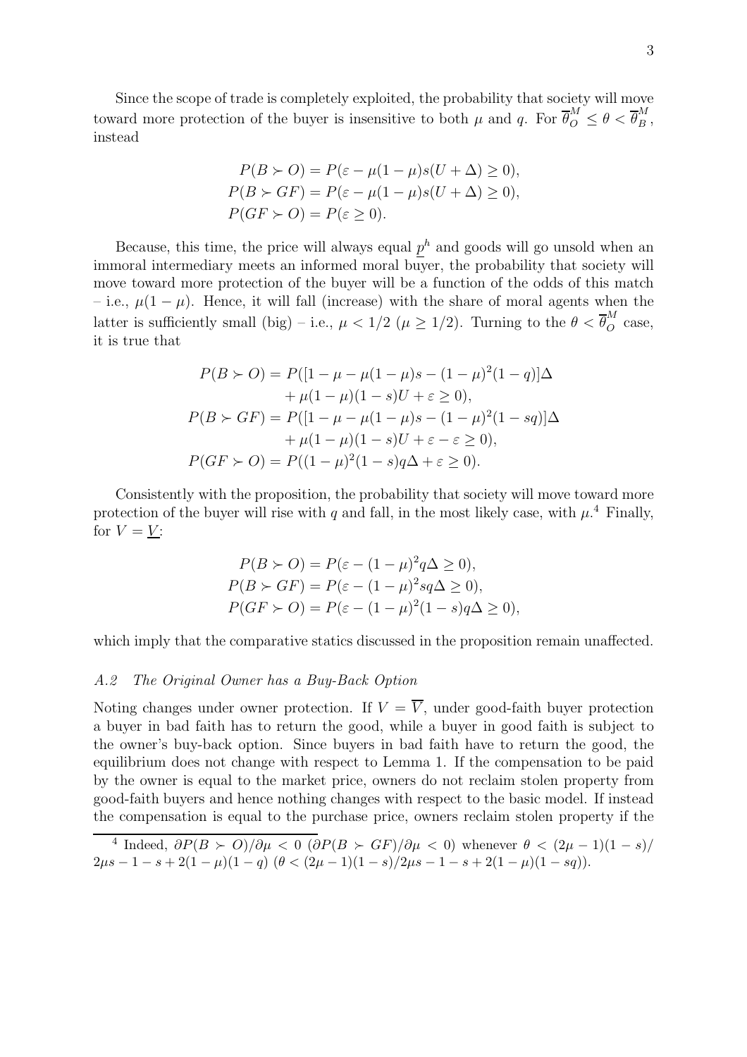Since the scope of trade is completely exploited, the probability that society will move toward more protection of the buyer is insensitive to both $\mu$ and $q$. For $\overline{\theta}_O^M \le \theta < \overline{\theta}_B^M$, instead

$$
\begin{aligned}
P(B \succ O) &= P(\varepsilon - \mu(1-\mu)s(U+\Delta) \ge 0),\\
P(B \succ GF) &= P(\varepsilon - \mu(1-\mu)s(U+\Delta) \ge 0),\\
P(GF \succ O) &= P(\varepsilon \ge 0).
\end{aligned}
$$

Because, this time, the price will always equal $\underline{p}^h$ and goods will go unsold when an immoral intermediary meets an informed moral buyer, the probability that society will move toward more protection of the buyer will be a function of the odds of this match – i.e., $\mu(1-\mu)$. Hence, it will fall (increase) with the share of moral agents when the latter is sufficiently small (big) – i.e., $\mu < 1/2$ ($\mu \ge 1/2$). Turning to the $\theta < \overline{\theta}_O^M$ case, it is true that

$$
\begin{aligned}
P(B \succ O) &= P([1-\mu-\mu(1-\mu)s-(1-\mu)^2(1-q)]\Delta\\
&\quad + \mu(1-\mu)(1-s)U + \varepsilon \ge 0),\\
P(B \succ GF) &= P([1-\mu-\mu(1-\mu)s-(1-\mu)^2(1-sq)]\Delta\\
&\quad + \mu(1-\mu)(1-s)U + \varepsilon - \varepsilon \ge 0),\\
P(GF \succ O) &= P((1-\mu)^2(1-s)q\Delta + \varepsilon \ge 0).
\end{aligned}
$$

Consistently with the proposition, the probability that society will move toward more protection of the buyer will rise with $q$ and fall, in the most likely case, with $\mu$.[4] Finally, for $V = \underline{V}$:

$$
\begin{aligned}
P(B \succ O) &= P(\varepsilon - (1-\mu)^2 q\Delta \ge 0),\\
P(B \succ GF) &= P(\varepsilon - (1-\mu)^2 sq\Delta \ge 0),\\
P(GF \succ O) &= P(\varepsilon - (1-\mu)^2(1-s)q\Delta \ge 0),
\end{aligned}
$$

which imply that the comparative statics discussed in the proposition remain unaffected.

### *A.2 The Original Owner has a Buy-Back Option*

Noting changes under owner protection. If $V = \overline{V}$, under good-faith buyer protection a buyer in bad faith has to return the good, while a buyer in good faith is subject to the owner's buy-back option. Since buyers in bad faith have to return the good, the equilibrium does not change with respect to Lemma 1. If the compensation to be paid by the owner is equal to the market price, owners do not reclaim stolen property from good-faith buyers and hence nothing changes with respect to the basic model. If instead the compensation is equal to the purchase price, owners reclaim stolen property if the

[4] Indeed, $\partial P(B \succ O)/\partial\mu < 0$ ($\partial P(B \succ GF)/\partial\mu < 0$) whenever $\theta < (2\mu-1)(1-s)/2\mu s - 1 - s + 2(1-\mu)(1-q)$ ($\theta < (2\mu-1)(1-s)/2\mu s - 1 - s + 2(1-\mu)(1-sq)$).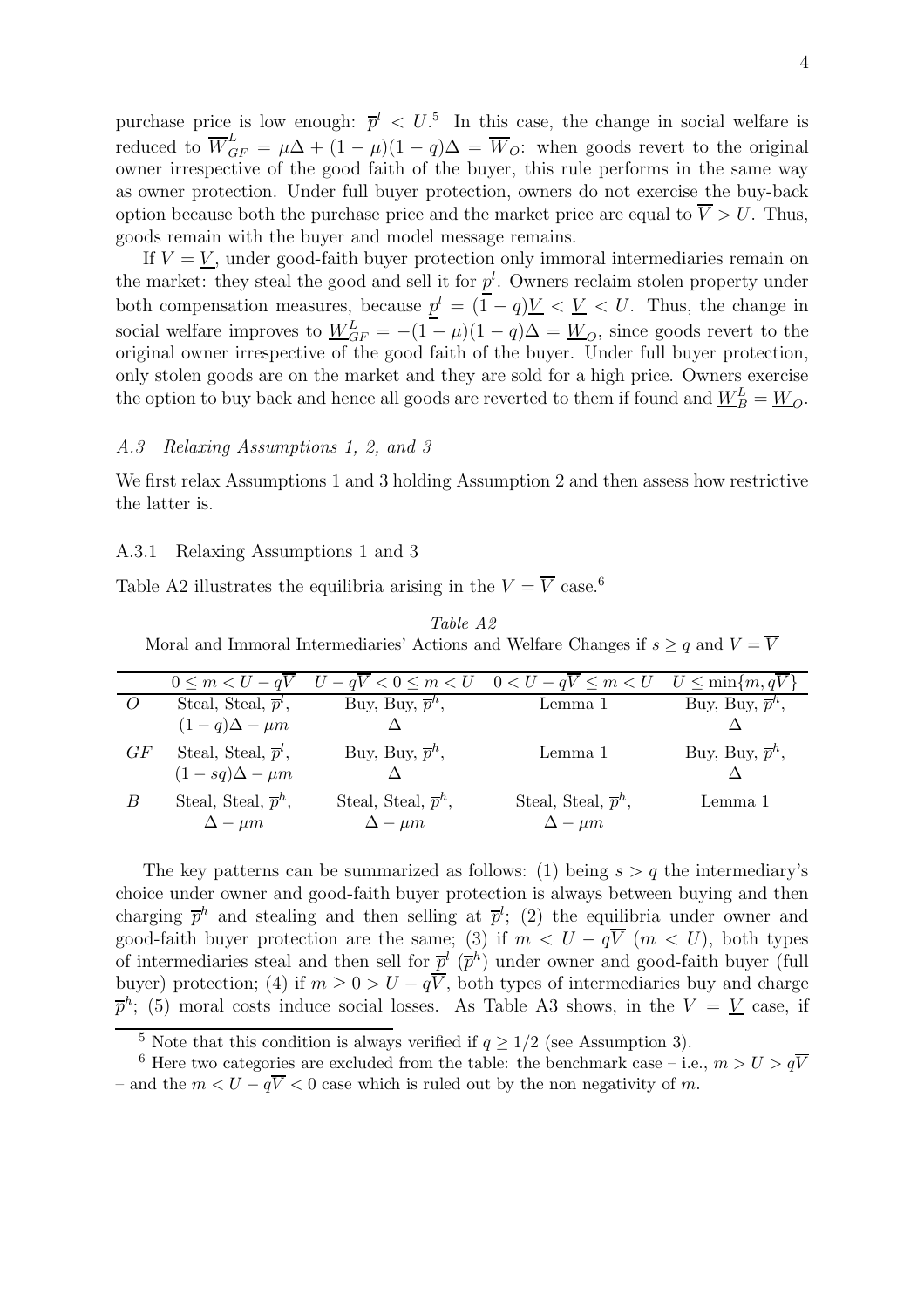purchase price is low enough: $\overline{p}^l < U$.[5] In this case, the change in social welfare is reduced to $\overline{W}_{GF}^L = \mu\Delta + (1-\mu)(1-q)\Delta = \overline{W}_O$: when goods revert to the original owner irrespective of the good faith of the buyer, this rule performs in the same way as owner protection. Under full buyer protection, owners do not exercise the buy-back option because both the purchase price and the market price are equal to $\overline{V} > U$. Thus, goods remain with the buyer and model message remains.

If $V = \underline{V}$, under good-faith buyer protection only immoral intermediaries remain on the market: they steal the good and sell it for $\underline{p}^l$. Owners reclaim stolen property under both compensation measures, because $\underline{p}^l = (1-q)\underline{V} < \underline{V} < U$. Thus, the change in social welfare improves to $\underline{W}_{GF}^L = -(1-\mu)(1-q)\Delta = \underline{W}_O$, since goods revert to the original owner irrespective of the good faith of the buyer. Under full buyer protection, only stolen goods are on the market and they are sold for a high price. Owners exercise the option to buy back and hence all goods are reverted to them if found and $\underline{W}_B^L = \underline{W}_O$.

### *A.3 Relaxing Assumptions 1, 2, and 3*

We first relax Assumptions 1 and 3 holding Assumption 2 and then assess how restrictive the latter is.

#### A.3.1 Relaxing Assumptions 1 and 3

Table A2 illustrates the equilibria arising in the $V = \overline{V}$ case.[6]

*Table A2*
Moral and Immoral Intermediaries' Actions and Welfare Changes if $s \geq q$ and $V = \overline{V}$

| | $0 \leq m < U - q\overline{V}$ | $U - q\overline{V} < 0 \leq m < U$ | $0 < U - q\overline{V} \leq m < U$ | $U \leq \min\{m, q\overline{V}\}$ |
|---|---|---|---|---|
| $O$ | Steal, Steal, $\overline{p}^l$, $(1-q)\Delta - \mu m$ | Buy, Buy, $\overline{p}^h$, $\Delta$ | Lemma 1 | Buy, Buy, $\overline{p}^h$, $\Delta$ |
| $GF$ | Steal, Steal, $\overline{p}^l$, $(1-sq)\Delta - \mu m$ | Buy, Buy, $\overline{p}^h$, $\Delta$ | Lemma 1 | Buy, Buy, $\overline{p}^h$, $\Delta$ |
| $B$ | Steal, Steal, $\overline{p}^h$, $\Delta - \mu m$ | Steal, Steal, $\overline{p}^h$, $\Delta - \mu m$ | Steal, Steal, $\overline{p}^h$, $\Delta - \mu m$ | Lemma 1 |

The key patterns can be summarized as follows: (1) being $s > q$ the intermediary's choice under owner and good-faith buyer protection is always between buying and then charging $\overline{p}^h$ and stealing and then selling at $\overline{p}^l$; (2) the equilibria under owner and good-faith buyer protection are the same; (3) if $m < U - q\overline{V}$ ($m < U$), both types of intermediaries steal and then sell for $\overline{p}^l$ ($\overline{p}^h$) under owner and good-faith buyer (full buyer) protection; (4) if $m \geq 0 > U - q\overline{V}$, both types of intermediaries buy and charge $\overline{p}^h$; (5) moral costs induce social losses. As Table A3 shows, in the $V = \underline{V}$ case, if

[5] Note that this condition is always verified if $q \geq 1/2$ (see Assumption 3).

[6] Here two categories are excluded from the table: the benchmark case – i.e., $m > U > q\overline{V}$ – and the $m < U - q\overline{V} < 0$ case which is ruled out by the non negativity of $m$.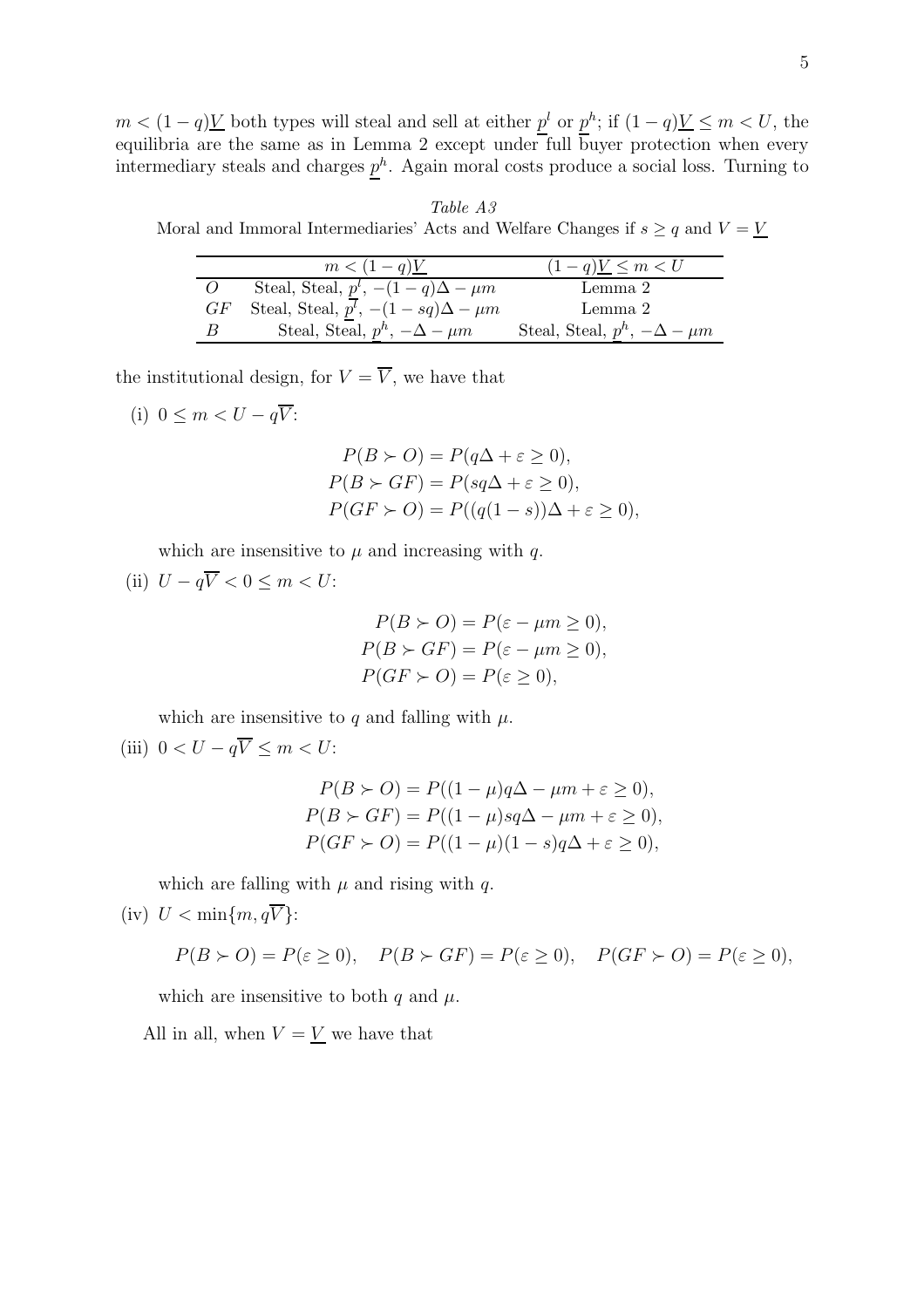$m < (1-q)\underline{V}$ both types will steal and sell at either $\underline{p}^l$ or $\underline{p}^h$; if $(1-q)\underline{V} \leq m < U$, the equilibria are the same as in Lemma 2 except under full buyer protection when every intermediary steals and charges $\underline{p}^h$. Again moral costs produce a social loss. Turning to

*Table A3*
Moral and Immoral Intermediaries' Acts and Welfare Changes if $s \geq q$ and $V = \underline{V}$

| | $m < (1-q)\underline{V}$ | $(1-q)\underline{V} \leq m < U$ |
|---|---|---|
| $O$ | Steal, Steal, $\underline{p}^l$, $-(1-q)\Delta - \mu m$ | Lemma 2 |
| $GF$ | Steal, Steal, $\underline{p}^l$, $-(1-sq)\Delta - \mu m$ | Lemma 2 |
| $B$ | Steal, Steal, $\underline{p}^h$, $-\Delta - \mu m$ | Steal, Steal, $\underline{p}^h$, $-\Delta - \mu m$ |

the institutional design, for $V = \overline{V}$, we have that

(i) $0 \leq m < U - q\overline{V}$:

$$P(B \succ O) = P(q\Delta + \varepsilon \geq 0),$$
$$P(B \succ GF) = P(sq\Delta + \varepsilon \geq 0),$$
$$P(GF \succ O) = P((q(1-s))\Delta + \varepsilon \geq 0),$$

which are insensitive to $\mu$ and increasing with $q$.

(ii) $U - q\overline{V} < 0 \leq m < U$:

$$P(B \succ O) = P(\varepsilon - \mu m \geq 0),$$
$$P(B \succ GF) = P(\varepsilon - \mu m \geq 0),$$
$$P(GF \succ O) = P(\varepsilon \geq 0),$$

which are insensitive to $q$ and falling with $\mu$.

(iii) $0 < U - q\overline{V} \leq m < U$:

$$P(B \succ O) = P((1-\mu)q\Delta - \mu m + \varepsilon \geq 0),$$
$$P(B \succ GF) = P((1-\mu)sq\Delta - \mu m + \varepsilon \geq 0),$$
$$P(GF \succ O) = P((1-\mu)(1-s)q\Delta + \varepsilon \geq 0),$$

which are falling with $\mu$ and rising with $q$.

(iv) $U < \min\{m, q\overline{V}\}$:

$$P(B \succ O) = P(\varepsilon \geq 0), \quad P(B \succ GF) = P(\varepsilon \geq 0), \quad P(GF \succ O) = P(\varepsilon \geq 0),$$

which are insensitive to both $q$ and $\mu$.

All in all, when $V = \underline{V}$ we have that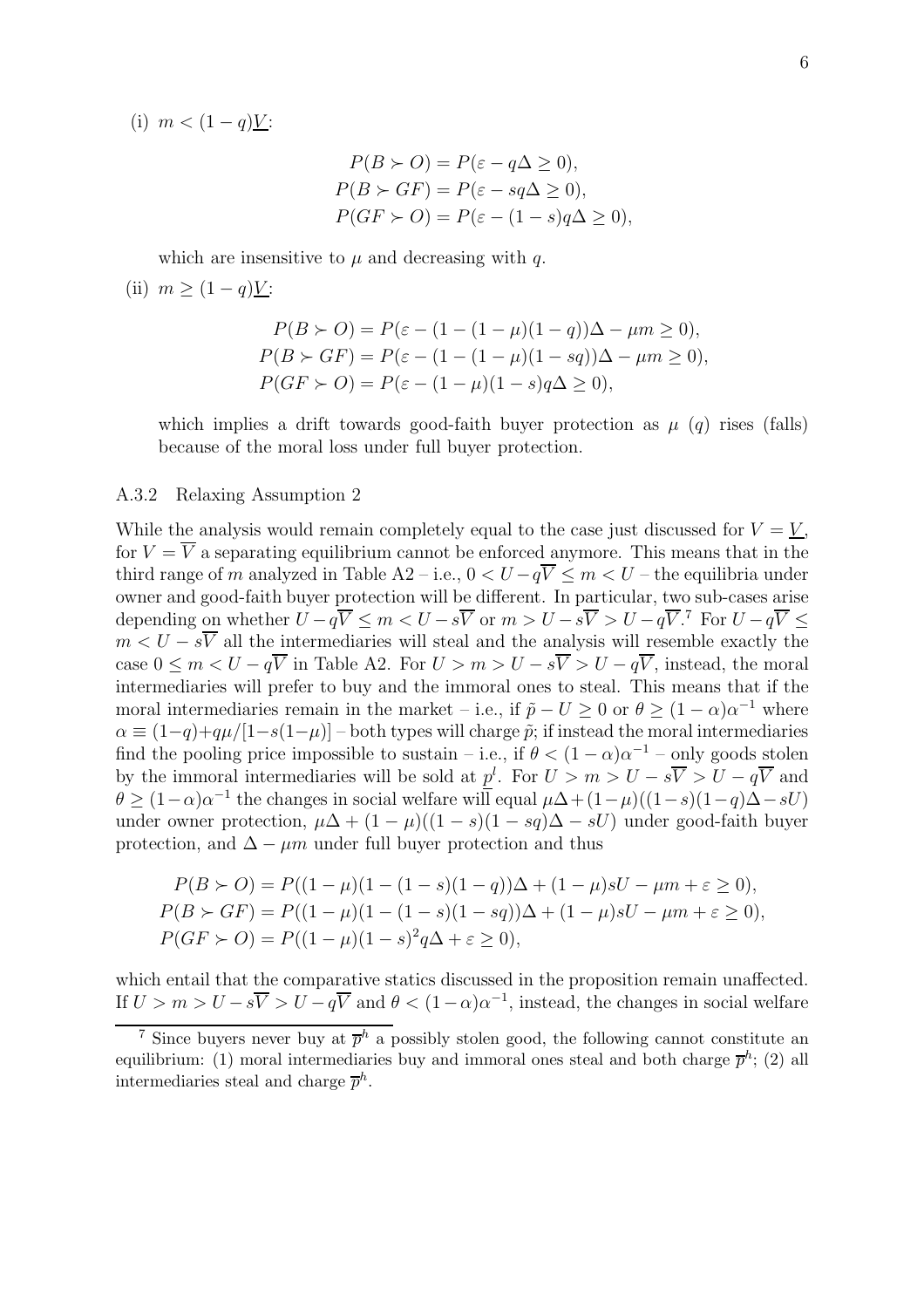(i) $m < (1-q)\underline{V}$:

$$P(B \succ O) = P(\varepsilon - q\Delta \geq 0),$$
$$P(B \succ GF) = P(\varepsilon - sq\Delta \geq 0),$$
$$P(GF \succ O) = P(\varepsilon - (1-s)q\Delta \geq 0),$$

which are insensitive to $\mu$ and decreasing with $q$.

(ii) $m \geq (1-q)\underline{V}$:

$$P(B \succ O) = P(\varepsilon - (1-(1-\mu)(1-q))\Delta - \mu m \geq 0),$$
$$P(B \succ GF) = P(\varepsilon - (1-(1-\mu)(1-sq))\Delta - \mu m \geq 0),$$
$$P(GF \succ O) = P(\varepsilon - (1-\mu)(1-s)q\Delta \geq 0),$$

which implies a drift towards good-faith buyer protection as $\mu$ ($q$) rises (falls) because of the moral loss under full buyer protection.

### A.3.2 Relaxing Assumption 2

While the analysis would remain completely equal to the case just discussed for $V = \underline{V}$, for $V = \overline{V}$ a separating equilibrium cannot be enforced anymore. This means that in the third range of $m$ analyzed in Table A2 – i.e., $0 < U - q\overline{V} \leq m < U$ – the equilibria under owner and good-faith buyer protection will be different. In particular, two sub-cases arise depending on whether $U - q\overline{V} \leq m < U - s\overline{V}$ or $m > U - s\overline{V} > U - q\overline{V}$.[7] For $U - q\overline{V} \leq m < U - s\overline{V}$ all the intermediaries will steal and the analysis will resemble exactly the case $0 \leq m < U - q\overline{V}$ in Table A2. For $U > m > U - s\overline{V} > U - q\overline{V}$, instead, the moral intermediaries will prefer to buy and the immoral ones to steal. This means that if the moral intermediaries remain in the market – i.e., if $\tilde{p} - U \geq 0$ or $\theta \geq (1-\alpha)\alpha^{-1}$ where $\alpha \equiv (1-q) + q\mu/[1-s(1-\mu)]$ – both types will charge $\tilde{p}$; if instead the moral intermediaries find the pooling price impossible to sustain – i.e., if $\theta < (1-\alpha)\alpha^{-1}$ – only goods stolen by the immoral intermediaries will be sold at $\underline{p}^l$. For $U > m > U - s\overline{V} > U - q\overline{V}$ and $\theta \geq (1-\alpha)\alpha^{-1}$ the changes in social welfare will equal $\mu\Delta + (1-\mu)((1-s)(1-q)\Delta - sU)$ under owner protection, $\mu\Delta + (1-\mu)((1-s)(1-sq)\Delta - sU)$ under good-faith buyer protection, and $\Delta - \mu m$ under full buyer protection and thus

$$P(B \succ O) = P((1-\mu)(1-(1-s)(1-q))\Delta + (1-\mu)sU - \mu m + \varepsilon \geq 0),$$
$$P(B \succ GF) = P((1-\mu)(1-(1-s)(1-sq))\Delta + (1-\mu)sU - \mu m + \varepsilon \geq 0),$$
$$P(GF \succ O) = P((1-\mu)(1-s)^2 q\Delta + \varepsilon \geq 0),$$

which entail that the comparative statics discussed in the proposition remain unaffected. If $U > m > U - s\overline{V} > U - q\overline{V}$ and $\theta < (1-\alpha)\alpha^{-1}$, instead, the changes in social welfare

[7] Since buyers never buy at $\overline{p}^h$ a possibly stolen good, the following cannot constitute an equilibrium: (1) moral intermediaries buy and immoral ones steal and both charge $\overline{p}^h$; (2) all intermediaries steal and charge $\overline{p}^h$.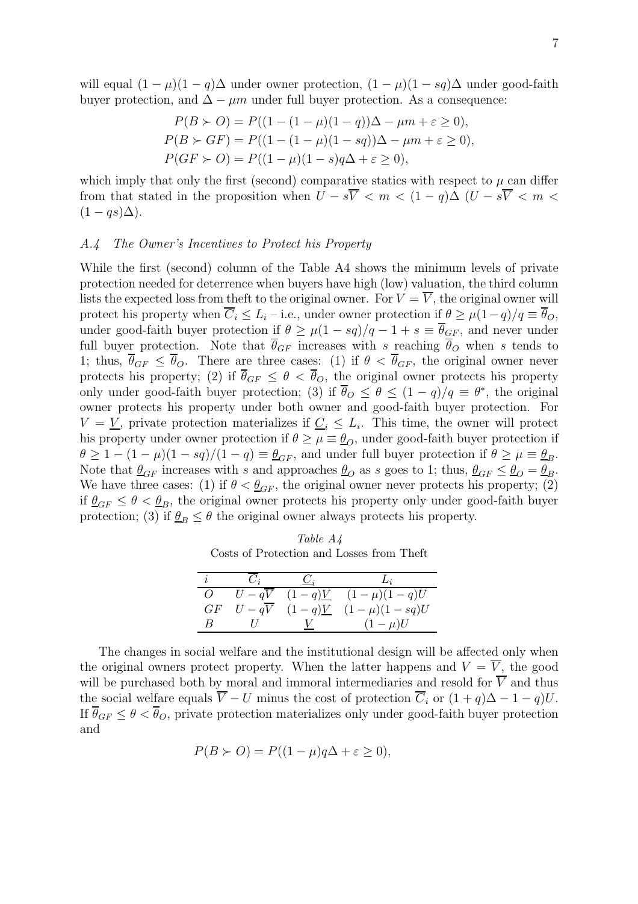will equal $(1-\mu)(1-q)\Delta$ under owner protection, $(1-\mu)(1-sq)\Delta$ under good-faith buyer protection, and $\Delta - \mu m$ under full buyer protection. As a consequence:

$$P(B \succ O) = P((1-(1-\mu)(1-q))\Delta - \mu m + \varepsilon \geq 0),$$
$$P(B \succ GF) = P((1-(1-\mu)(1-sq))\Delta - \mu m + \varepsilon \geq 0),$$
$$P(GF \succ O) = P((1-\mu)(1-s)q\Delta + \varepsilon \geq 0),$$

which imply that only the first (second) comparative statics with respect to $\mu$ can differ from that stated in the proposition when $U - s\overline{V} < m < (1-q)\Delta$ ($U - s\overline{V} < m < (1-qs)\Delta$).

### *A.4 The Owner's Incentives to Protect his Property*

While the first (second) column of the Table A4 shows the minimum levels of private protection needed for deterrence when buyers have high (low) valuation, the third column lists the expected loss from theft to the original owner. For $V = \overline{V}$, the original owner will protect his property when $\overline{C}_i \leq L_i$ – i.e., under owner protection if $\theta \geq \mu(1-q)/q \equiv \overline{\theta}_O$, under good-faith buyer protection if $\theta \geq \mu(1-sq)/q - 1 + s \equiv \overline{\theta}_{GF}$, and never under full buyer protection. Note that $\overline{\theta}_{GF}$ increases with $s$ reaching $\overline{\theta}_O$ when $s$ tends to 1; thus, $\overline{\theta}_{GF} \leq \overline{\theta}_O$. There are three cases: (1) if $\theta < \overline{\theta}_{GF}$, the original owner never protects his property; (2) if $\overline{\theta}_{GF} \leq \theta < \overline{\theta}_O$, the original owner protects his property only under good-faith buyer protection; (3) if $\overline{\theta}_O \leq \theta \leq (1-q)/q \equiv \theta^*$, the original owner protects his property under both owner and good-faith buyer protection. For $V = \underline{V}$, private protection materializes if $\underline{C}_i \leq L_i$. This time, the owner will protect his property under owner protection if $\theta \geq \mu \equiv \underline{\theta}_O$, under good-faith buyer protection if $\theta \geq 1 - (1-\mu)(1-sq)/(1-q) \equiv \underline{\theta}_{GF}$, and under full buyer protection if $\theta \geq \mu \equiv \underline{\theta}_B$. Note that $\underline{\theta}_{GF}$ increases with $s$ and approaches $\underline{\theta}_O$ as $s$ goes to 1; thus, $\underline{\theta}_{GF} \leq \underline{\theta}_O = \underline{\theta}_B$. We have three cases: (1) if $\theta < \underline{\theta}_{GF}$, the original owner never protects his property; (2) if $\underline{\theta}_{GF} \leq \theta < \underline{\theta}_B$, the original owner protects his property only under good-faith buyer protection; (3) if $\underline{\theta}_B \leq \theta$ the original owner always protects his property.

*Table A4*
Costs of Protection and Losses from Theft

| $i$ | $\overline{C}_i$ | $\underline{C}_i$ | $L_i$ |
|---|---|---|---|
| $O$ | $U - q\overline{V}$ | $(1-q)\underline{V}$ | $(1-\mu)(1-q)U$ |
| $GF$ | $U - q\overline{V}$ | $(1-q)\underline{V}$ | $(1-\mu)(1-sq)U$ |
| $B$ | $U$ | $\underline{V}$ | $(1-\mu)U$ |

The changes in social welfare and the institutional design will be affected only when the original owners protect property. When the latter happens and $V = \overline{V}$, the good will be purchased both by moral and immoral intermediaries and resold for $\overline{V}$ and thus the social welfare equals $\overline{V} - U$ minus the cost of protection $\overline{C}_i$ or $(1+q)\Delta - 1 - q)U$. If $\overline{\theta}_{GF} \leq \theta < \overline{\theta}_O$, private protection materializes only under good-faith buyer protection and

$$P(B \succ O) = P((1-\mu)q\Delta + \varepsilon \geq 0),$$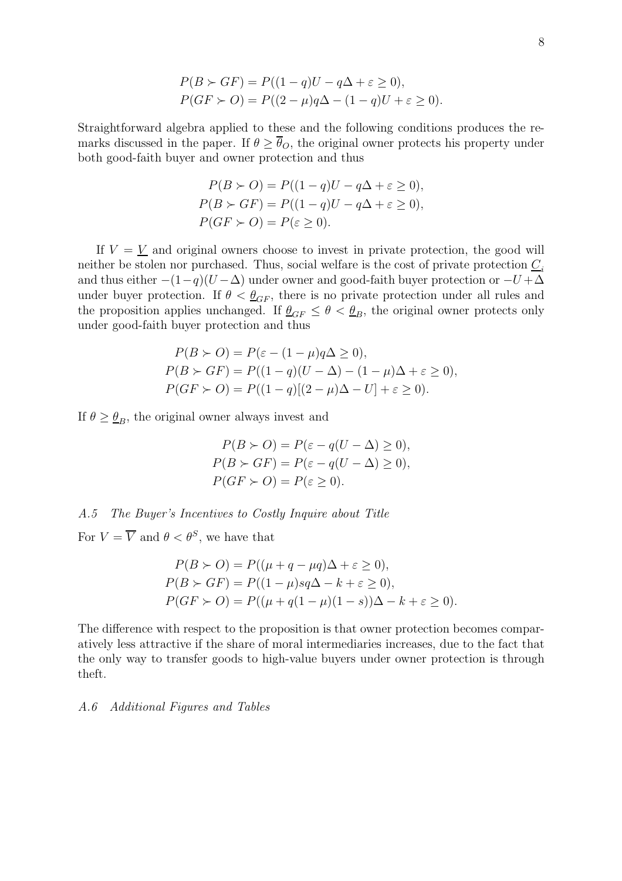$$P(B \succ GF) = P((1-q)U - q\Delta + \varepsilon \geq 0),$$
$$P(GF \succ O) = P((2-\mu)q\Delta - (1-q)U + \varepsilon \geq 0).$$

Straightforward algebra applied to these and the following conditions produces the remarks discussed in the paper. If $\theta \geq \overline{\theta}_O$, the original owner protects his property under both good-faith buyer and owner protection and thus

$$P(B \succ O) = P((1-q)U - q\Delta + \varepsilon \geq 0),$$
$$P(B \succ GF) = P((1-q)U - q\Delta + \varepsilon \geq 0),$$
$$P(GF \succ O) = P(\varepsilon \geq 0).$$

If $V = \underline{V}$ and original owners choose to invest in private protection, the good will neither be stolen nor purchased. Thus, social welfare is the cost of private protection $\underline{C}_i$ and thus either $-(1-q)(U-\Delta)$ under owner and good-faith buyer protection or $-U+\Delta$ under buyer protection. If $\theta < \underline{\theta}_{GF}$, there is no private protection under all rules and the proposition applies unchanged. If $\underline{\theta}_{GF} \leq \theta < \underline{\theta}_B$, the original owner protects only under good-faith buyer protection and thus

$$P(B \succ O) = P(\varepsilon - (1-\mu)q\Delta \geq 0),$$
$$P(B \succ GF) = P((1-q)(U-\Delta) - (1-\mu)\Delta + \varepsilon \geq 0),$$
$$P(GF \succ O) = P((1-q)[(2-\mu)\Delta - U] + \varepsilon \geq 0).$$

If $\theta \geq \underline{\theta}_B$, the original owner always invest and

$$P(B \succ O) = P(\varepsilon - q(U-\Delta) \geq 0),$$
$$P(B \succ GF) = P(\varepsilon - q(U-\Delta) \geq 0),$$
$$P(GF \succ O) = P(\varepsilon \geq 0).$$

### *A.5 The Buyer's Incentives to Costly Inquire about Title*

For $V = \overline{V}$ and $\theta < \theta^S$, we have that

$$P(B \succ O) = P((\mu + q - \mu q)\Delta + \varepsilon \geq 0),$$
$$P(B \succ GF) = P((1-\mu)sq\Delta - k + \varepsilon \geq 0),$$
$$P(GF \succ O) = P((\mu + q(1-\mu)(1-s))\Delta - k + \varepsilon \geq 0).$$

The difference with respect to the proposition is that owner protection becomes comparatively less attractive if the share of moral intermediaries increases, due to the fact that the only way to transfer goods to high-value buyers under owner protection is through theft.

### *A.6 Additional Figures and Tables*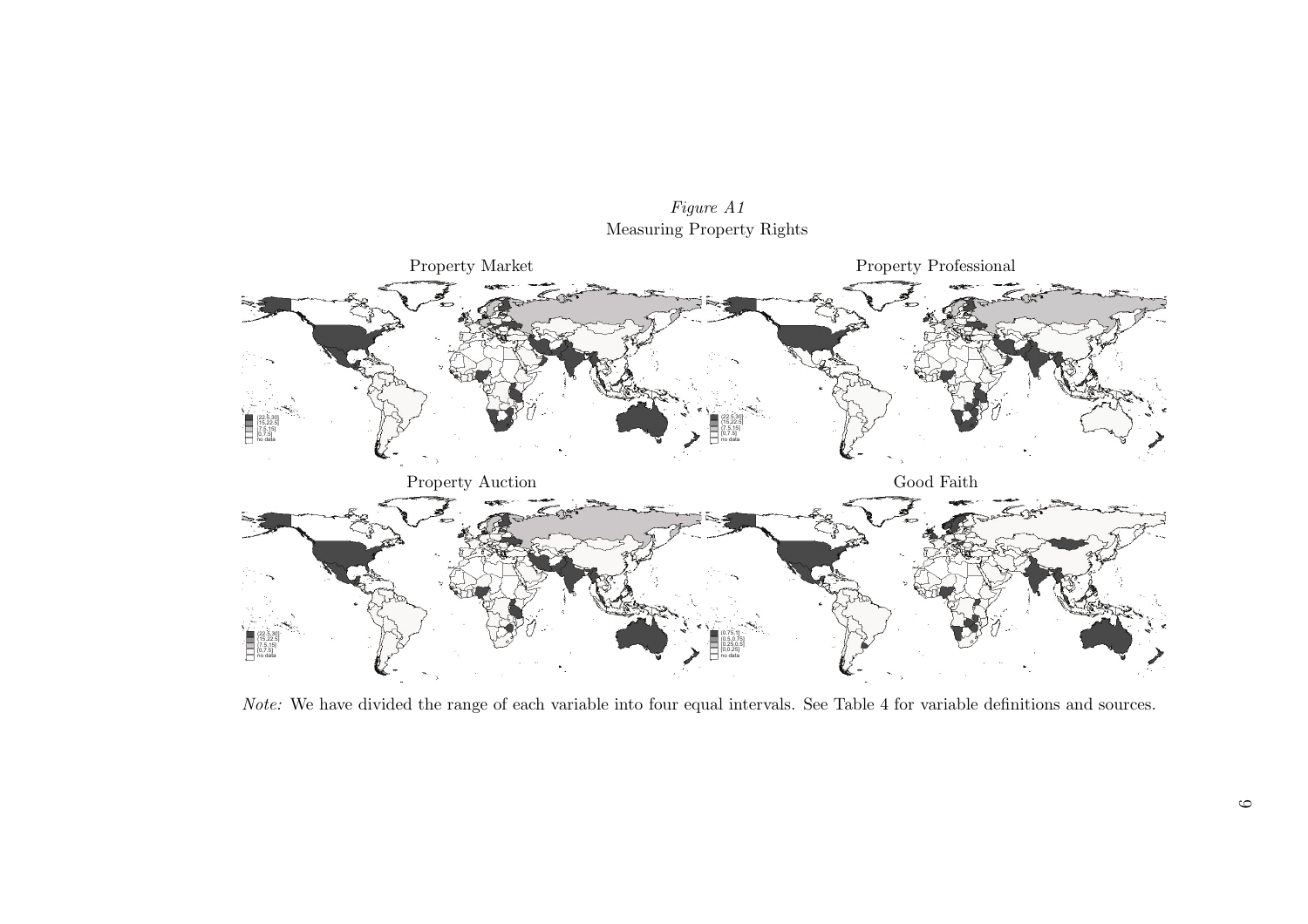*Figure A1*
Measuring Property Rights

Property Market

Property Professional

Property Auction

Good Faith

*Note:* We have divided the range of each variable into four equal intervals. See Table 4 for variable definitions and sources.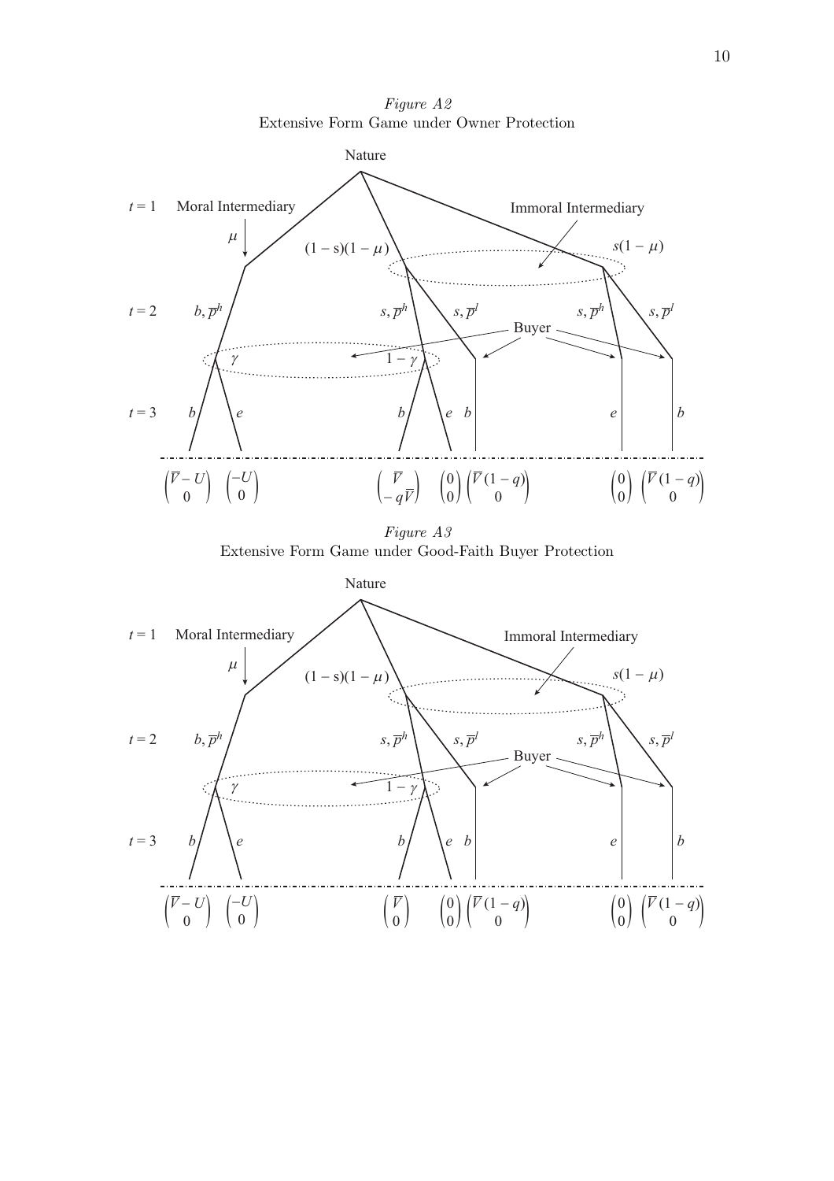*Figure A2*
Extensive Form Game under Owner Protection

Nature

$t = 1$ Moral Intermediary $\mu$ $(1-s)(1-\mu)$ Immoral Intermediary $s(1-\mu)$

$t = 2$ $b, \overline{p}^h$ $s, \overline{p}^h$ $s, \overline{p}^l$ Buyer $s, \overline{p}^h$ $s, \overline{p}^l$

$\gamma$ $1-\gamma$

$t = 3$ $b$ $e$ $b$ $e$ $b$ $e$ $b$

$\begin{pmatrix} \overline{V} - U \\ 0 \end{pmatrix}$ $\begin{pmatrix} -U \\ 0 \end{pmatrix}$ $\begin{pmatrix} \overline{V} \\ -q\overline{V} \end{pmatrix}$ $\begin{pmatrix} 0 \\ 0 \end{pmatrix}$ $\begin{pmatrix} \overline{V}(1-q) \\ 0 \end{pmatrix}$ $\begin{pmatrix} 0 \\ 0 \end{pmatrix}$ $\begin{pmatrix} \overline{V}(1-q) \\ 0 \end{pmatrix}$

*Figure A3*
Extensive Form Game under Good-Faith Buyer Protection

Nature

$t = 1$ Moral Intermediary $\mu$ $(1-s)(1-\mu)$ Immoral Intermediary $s(1-\mu)$

$t = 2$ $b, \overline{p}^h$ $s, \overline{p}^h$ $s, \overline{p}^l$ Buyer $s, \overline{p}^h$ $s, \overline{p}^l$

$\gamma$ $1-\gamma$

$t = 3$ $b$ $e$ $b$ $e$ $b$ $e$ $b$

$\begin{pmatrix} \overline{V} - U \\ 0 \end{pmatrix}$ $\begin{pmatrix} -U \\ 0 \end{pmatrix}$ $\begin{pmatrix} \overline{V} \\ 0 \end{pmatrix}$ $\begin{pmatrix} 0 \\ 0 \end{pmatrix}$ $\begin{pmatrix} \overline{V}(1-q) \\ 0 \end{pmatrix}$ $\begin{pmatrix} 0 \\ 0 \end{pmatrix}$ $\begin{pmatrix} \overline{V}(1-q) \\ 0 \end{pmatrix}$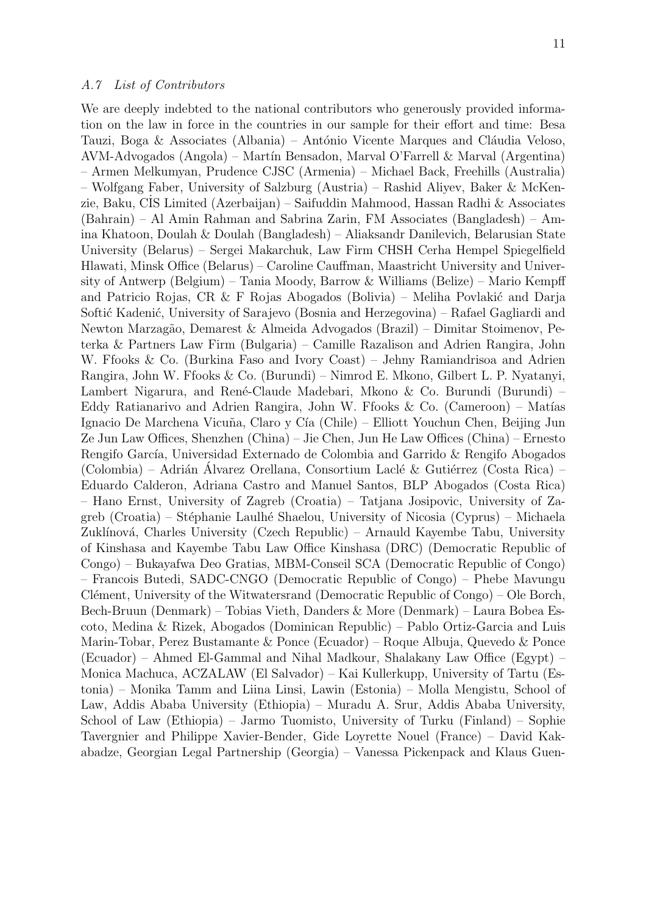### *A.7 List of Contributors*

We are deeply indebted to the national contributors who generously provided information on the law in force in the countries in our sample for their effort and time: Besa Tauzi, Boga & Associates (Albania) – António Vicente Marques and Cláudia Veloso, AVM-Advogados (Angola) – Martín Bensadon, Marval O'Farrell & Marval (Argentina) – Armen Melkumyan, Prudence CJSC (Armenia) – Michael Back, Freehills (Australia) – Wolfgang Faber, University of Salzburg (Austria) – Rashid Aliyev, Baker & McKenzie, Baku, CÍS Limited (Azerbaijan) – Saifuddin Mahmood, Hassan Radhi & Associates (Bahrain) – Al Amin Rahman and Sabrina Zarin, FM Associates (Bangladesh) – Amina Khatoon, Doulah & Doulah (Bangladesh) – Aliaksandr Danilevich, Belarusian State University (Belarus) – Sergei Makarchuk, Law Firm CHSH Cerha Hempel Spiegelfield Hlawati, Minsk Office (Belarus) – Caroline Cauffman, Maastricht University and University of Antwerp (Belgium) – Tania Moody, Barrow & Williams (Belize) – Mario Kempff and Patricio Rojas, CR & F Rojas Abogados (Bolivia) – Meliha Povlakić and Darja Softić Kadenić, University of Sarajevo (Bosnia and Herzegovina) – Rafael Gagliardi and Newton Marzagão, Demarest & Almeida Advogados (Brazil) – Dimitar Stoimenov, Peterka & Partners Law Firm (Bulgaria) – Camille Razalison and Adrien Rangira, John W. Ffooks & Co. (Burkina Faso and Ivory Coast) – Jehny Ramiandrisoa and Adrien Rangira, John W. Ffooks & Co. (Burundi) – Nimrod E. Mkono, Gilbert L. P. Nyatanyi, Lambert Nigarura, and René-Claude Madebari, Mkono & Co. Burundi (Burundi) – Eddy Ratianarivo and Adrien Rangira, John W. Ffooks & Co. (Cameroon) – Matías Ignacio De Marchena Vicuña, Claro y Cía (Chile) – Elliott Youchun Chen, Beijing Jun Ze Jun Law Offices, Shenzhen (China) – Jie Chen, Jun He Law Offices (China) – Ernesto Rengifo García, Universidad Externado de Colombia and Garrido & Rengifo Abogados (Colombia) – Adrián Álvarez Orellana, Consortium Laclé & Gutiérrez (Costa Rica) – Eduardo Calderon, Adriana Castro and Manuel Santos, BLP Abogados (Costa Rica) – Hano Ernst, University of Zagreb (Croatia) – Tatjana Josipovic, University of Zagreb (Croatia) – Stéphanie Laulhé Shaelou, University of Nicosia (Cyprus) – Michaela Zuklínová, Charles University (Czech Republic) – Arnauld Kayembe Tabu, University of Kinshasa and Kayembe Tabu Law Office Kinshasa (DRC) (Democratic Republic of Congo) – Bukayafwa Deo Gratias, MBM-Conseil SCA (Democratic Republic of Congo) – Francois Butedi, SADC-CNGO (Democratic Republic of Congo) – Phebe Mavungu Clément, University of the Witwatersrand (Democratic Republic of Congo) – Ole Borch, Bech-Bruun (Denmark) – Tobias Vieth, Danders & More (Denmark) – Laura Bobea Escoto, Medina & Rizek, Abogados (Dominican Republic) – Pablo Ortiz-Garcia and Luis Marin-Tobar, Perez Bustamante & Ponce (Ecuador) – Roque Albuja, Quevedo & Ponce (Ecuador) – Ahmed El-Gammal and Nihal Madkour, Shalakany Law Office (Egypt) – Monica Machuca, ACZALAW (El Salvador) – Kai Kullerkupp, University of Tartu (Estonia) – Monika Tamm and Liina Linsi, Lawin (Estonia) – Molla Mengistu, School of Law, Addis Ababa University (Ethiopia) – Muradu A. Srur, Addis Ababa University, School of Law (Ethiopia) – Jarmo Tuomisto, University of Turku (Finland) – Sophie Tavergnier and Philippe Xavier-Bender, Gide Loyrette Nouel (France) – David Kakabadze, Georgian Legal Partnership (Georgia) – Vanessa Pickenpack and Klaus Guen-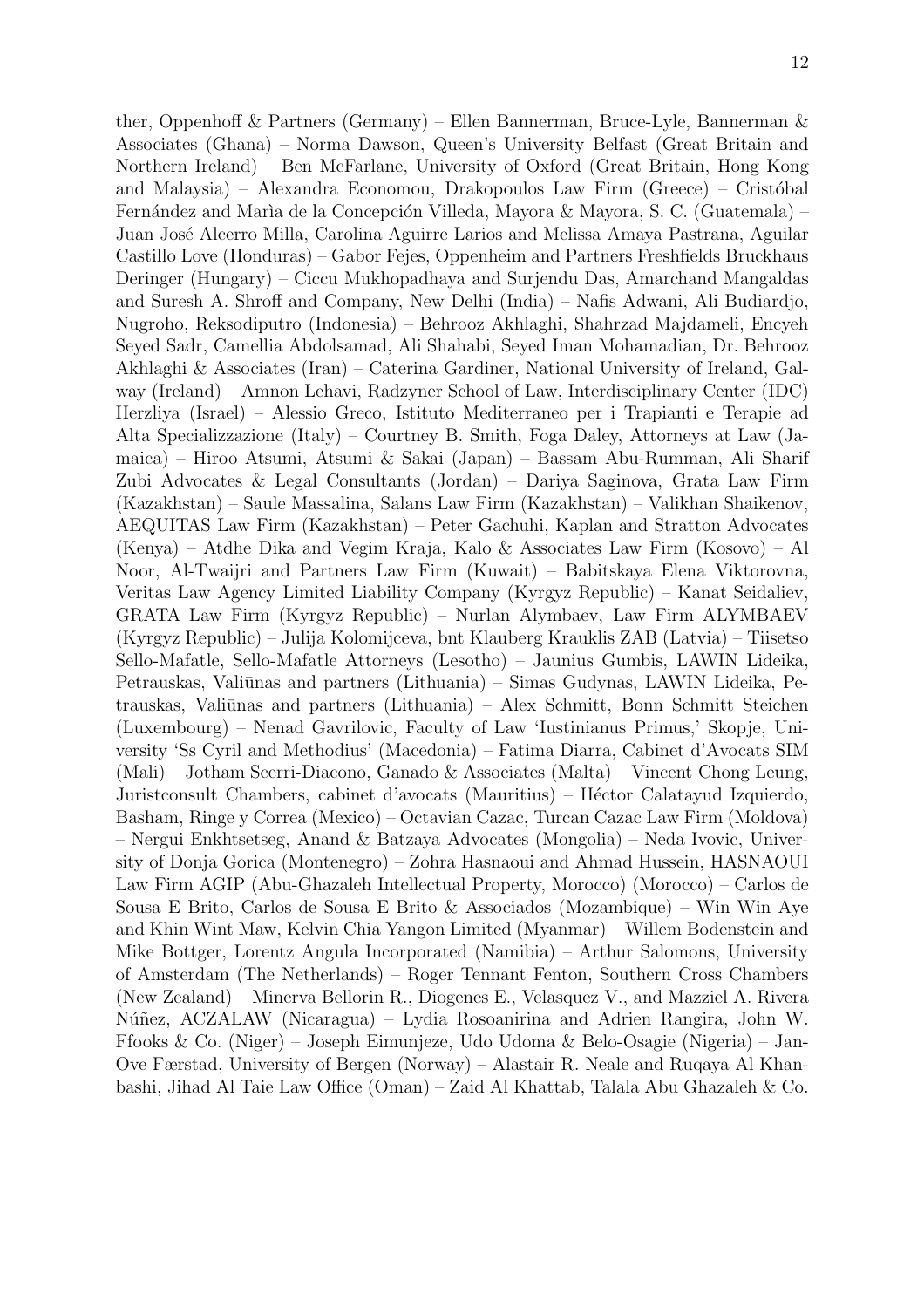ther, Oppenhoff & Partners (Germany) – Ellen Bannerman, Bruce-Lyle, Bannerman & Associates (Ghana) – Norma Dawson, Queen's University Belfast (Great Britain and Northern Ireland) – Ben McFarlane, University of Oxford (Great Britain, Hong Kong and Malaysia) – Alexandra Economou, Drakopoulos Law Firm (Greece) – Cristóbal Fernández and Marìa de la Concepción Villeda, Mayora & Mayora, S. C. (Guatemala) – Juan José Alcerro Milla, Carolina Aguirre Larios and Melissa Amaya Pastrana, Aguilar Castillo Love (Honduras) – Gabor Fejes, Oppenheim and Partners Freshfields Bruckhaus Deringer (Hungary) – Ciccu Mukhopadhaya and Surjendu Das, Amarchand Mangaldas and Suresh A. Shroff and Company, New Delhi (India) – Nafis Adwani, Ali Budiardjo, Nugroho, Reksodiputro (Indonesia) – Behrooz Akhlaghi, Shahrzad Majdameli, Encyeh Seyed Sadr, Camellia Abdolsamad, Ali Shahabi, Seyed Iman Mohamadian, Dr. Behrooz Akhlaghi & Associates (Iran) – Caterina Gardiner, National University of Ireland, Galway (Ireland) – Amnon Lehavi, Radzyner School of Law, Interdisciplinary Center (IDC) Herzliya (Israel) – Alessio Greco, Istituto Mediterraneo per i Trapianti e Terapie ad Alta Specializzazione (Italy) – Courtney B. Smith, Foga Daley, Attorneys at Law (Jamaica) – Hiroo Atsumi, Atsumi & Sakai (Japan) – Bassam Abu-Rumman, Ali Sharif Zubi Advocates & Legal Consultants (Jordan) – Dariya Saginova, Grata Law Firm (Kazakhstan) – Saule Massalina, Salans Law Firm (Kazakhstan) – Valikhan Shaikenov, AEQUITAS Law Firm (Kazakhstan) – Peter Gachuhi, Kaplan and Stratton Advocates (Kenya) – Atdhe Dika and Vegim Kraja, Kalo & Associates Law Firm (Kosovo) – Al Noor, Al-Twaijri and Partners Law Firm (Kuwait) – Babitskaya Elena Viktorovna, Veritas Law Agency Limited Liability Company (Kyrgyz Republic) – Kanat Seidaliev, GRATA Law Firm (Kyrgyz Republic) – Nurlan Alymbaev, Law Firm ALYMBAEV (Kyrgyz Republic) – Julija Kolomijceva, bnt Klauberg Krauklis ZAB (Latvia) – Tiisetso Sello-Mafatle, Sello-Mafatle Attorneys (Lesotho) – Jaunius Gumbis, LAWIN Lideika, Petrauskas, Valiūnas and partners (Lithuania) – Simas Gudynas, LAWIN Lideika, Petrauskas, Valiūnas and partners (Lithuania) – Alex Schmitt, Bonn Schmitt Steichen (Luxembourg) – Nenad Gavrilovic, Faculty of Law 'Iustinianus Primus,' Skopje, University 'Ss Cyril and Methodius' (Macedonia) – Fatima Diarra, Cabinet d'Avocats SIM (Mali) – Jotham Scerri-Diacono, Ganado & Associates (Malta) – Vincent Chong Leung, Juristconsult Chambers, cabinet d'avocats (Mauritius) – Héctor Calatayud Izquierdo, Basham, Ringe y Correa (Mexico) – Octavian Cazac, Turcan Cazac Law Firm (Moldova) – Nergui Enkhtsetseg, Anand & Batzaya Advocates (Mongolia) – Neda Ivovic, University of Donja Gorica (Montenegro) – Zohra Hasnaoui and Ahmad Hussein, HASNAOUI Law Firm AGIP (Abu-Ghazaleh Intellectual Property, Morocco) (Morocco) – Carlos de Sousa E Brito, Carlos de Sousa E Brito & Associados (Mozambique) – Win Win Aye and Khin Wint Maw, Kelvin Chia Yangon Limited (Myanmar) – Willem Bodenstein and Mike Bottger, Lorentz Angula Incorporated (Namibia) – Arthur Salomons, University of Amsterdam (The Netherlands) – Roger Tennant Fenton, Southern Cross Chambers (New Zealand) – Minerva Bellorin R., Diogenes E., Velasquez V., and Mazziel A. Rivera Núñez, ACZALAW (Nicaragua) – Lydia Rosoanirina and Adrien Rangira, John W. Ffooks & Co. (Niger) – Joseph Eimunjeze, Udo Udoma & Belo-Osagie (Nigeria) – Jan-Ove Færstad, University of Bergen (Norway) – Alastair R. Neale and Ruqaya Al Khanbashi, Jihad Al Taie Law Office (Oman) – Zaid Al Khattab, Talala Abu Ghazaleh & Co.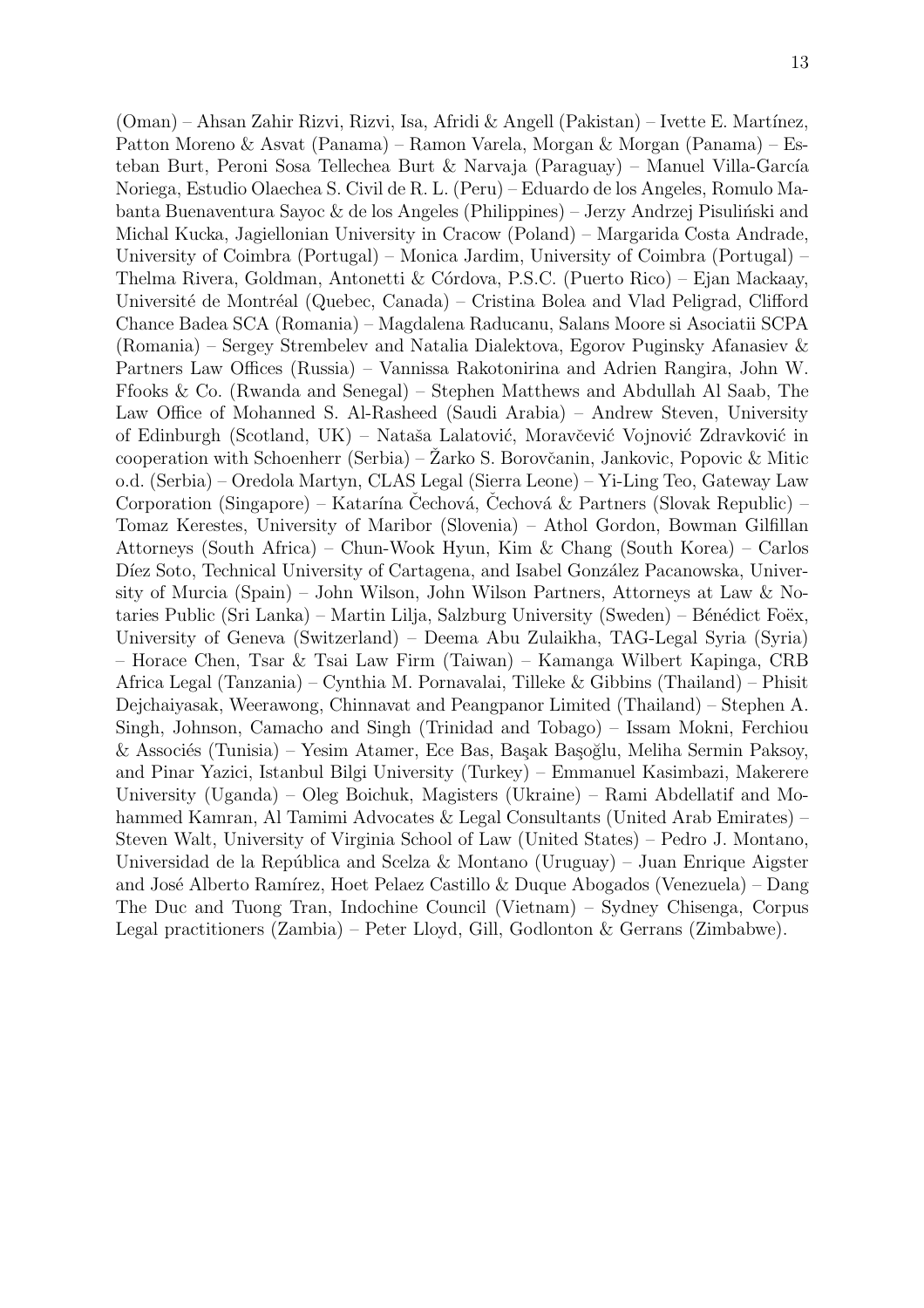(Oman) – Ahsan Zahir Rizvi, Rizvi, Isa, Afridi & Angell (Pakistan) – Ivette E. Martínez, Patton Moreno & Asvat (Panama) – Ramon Varela, Morgan & Morgan (Panama) – Esteban Burt, Peroni Sosa Tellechea Burt & Narvaja (Paraguay) – Manuel Villa-García Noriega, Estudio Olaechea S. Civil de R. L. (Peru) – Eduardo de los Angeles, Romulo Mabanta Buenaventura Sayoc & de los Angeles (Philippines) – Jerzy Andrzej Pisuliński and Michal Kucka, Jagiellonian University in Cracow (Poland) – Margarida Costa Andrade, University of Coimbra (Portugal) – Monica Jardim, University of Coimbra (Portugal) – Thelma Rivera, Goldman, Antonetti & Córdova, P.S.C. (Puerto Rico) – Ejan Mackaay, Université de Montréal (Quebec, Canada) – Cristina Bolea and Vlad Peligrad, Clifford Chance Badea SCA (Romania) – Magdalena Raducanu, Salans Moore si Asociatii SCPA (Romania) – Sergey Strembelev and Natalia Dialektova, Egorov Puginsky Afanasiev & Partners Law Offices (Russia) – Vannissa Rakotonirina and Adrien Rangira, John W. Ffooks & Co. (Rwanda and Senegal) – Stephen Matthews and Abdullah Al Saab, The Law Office of Mohanned S. Al-Rasheed (Saudi Arabia) – Andrew Steven, University of Edinburgh (Scotland, UK) – Nataša Lalatović, Moravčević Vojnović Zdravković in cooperation with Schoenherr (Serbia) – Žarko S. Borovčanin, Jankovic, Popovic & Mitic o.d. (Serbia) – Oredola Martyn, CLAS Legal (Sierra Leone) – Yi-Ling Teo, Gateway Law Corporation (Singapore) – Katarína Čechová, Čechová & Partners (Slovak Republic) – Tomaz Kerestes, University of Maribor (Slovenia) – Athol Gordon, Bowman Gilfillan Attorneys (South Africa) – Chun-Wook Hyun, Kim & Chang (South Korea) – Carlos Díez Soto, Technical University of Cartagena, and Isabel González Pacanowska, University of Murcia (Spain) – John Wilson, John Wilson Partners, Attorneys at Law & Notaries Public (Sri Lanka) – Martin Lilja, Salzburg University (Sweden) – Bénédict Foëx, University of Geneva (Switzerland) – Deema Abu Zulaikha, TAG-Legal Syria (Syria) – Horace Chen, Tsar & Tsai Law Firm (Taiwan) – Kamanga Wilbert Kapinga, CRB Africa Legal (Tanzania) – Cynthia M. Pornavalai, Tilleke & Gibbins (Thailand) – Phisit Dejchaiyasak, Weerawong, Chinnavat and Peangpanor Limited (Thailand) – Stephen A. Singh, Johnson, Camacho and Singh (Trinidad and Tobago) – Issam Mokni, Ferchiou & Associés (Tunisia) – Yesim Atamer, Ece Bas, Başak Başoğlu, Meliha Sermin Paksoy, and Pinar Yazici, Istanbul Bilgi University (Turkey) – Emmanuel Kasimbazi, Makerere University (Uganda) – Oleg Boichuk, Magisters (Ukraine) – Rami Abdellatif and Mohammed Kamran, Al Tamimi Advocates & Legal Consultants (United Arab Emirates) – Steven Walt, University of Virginia School of Law (United States) – Pedro J. Montano, Universidad de la República and Scelza & Montano (Uruguay) – Juan Enrique Aigster and José Alberto Ramírez, Hoet Pelaez Castillo & Duque Abogados (Venezuela) – Dang The Duc and Tuong Tran, Indochine Council (Vietnam) – Sydney Chisenga, Corpus Legal practitioners (Zambia) – Peter Lloyd, Gill, Godlonton & Gerrans (Zimbabwe).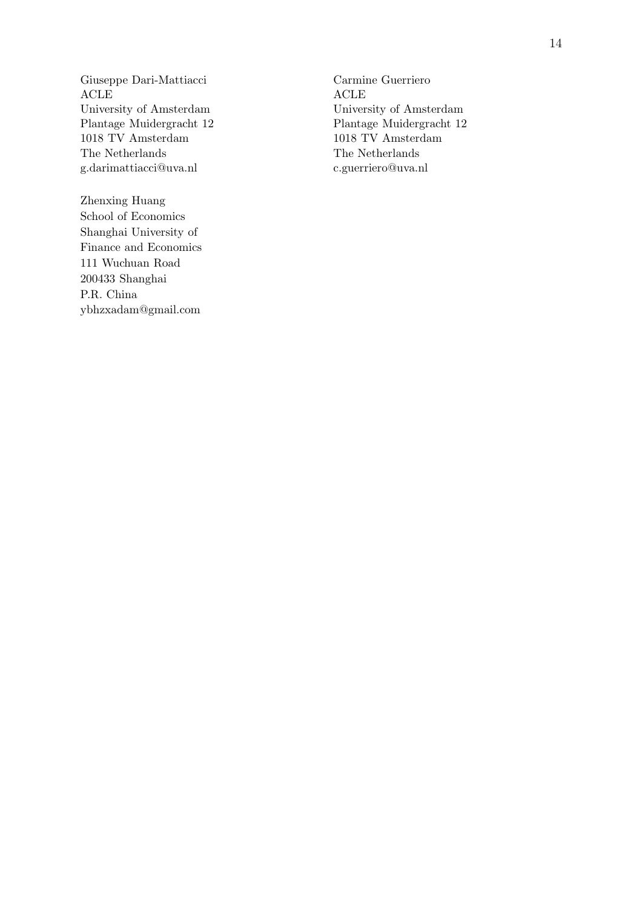Giuseppe Dari-Mattiacci
ACLE
University of Amsterdam
Plantage Muidergracht 12
1018 TV Amsterdam
The Netherlands
g.darimattiacci@uva.nl

Carmine Guerriero
ACLE
University of Amsterdam
Plantage Muidergracht 12
1018 TV Amsterdam
The Netherlands
c.guerriero@uva.nl

Zhenxing Huang
School of Economics
Shanghai University of
Finance and Economics
111 Wuchuan Road
200433 Shanghai
P.R. China
ybhzxadam@gmail.com